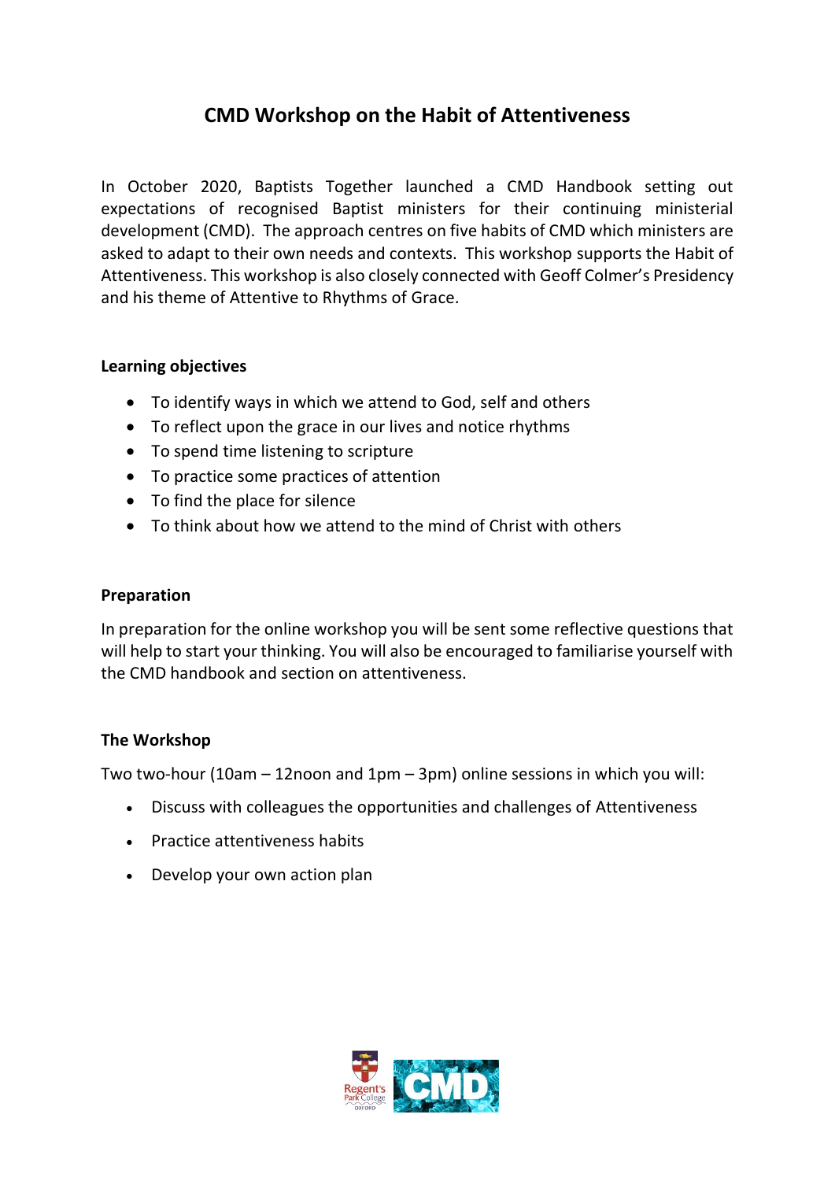# CMD Workshop on the Habit of Attentiveness

In October 2020, Baptists Together launched a CMD Handbook setting out expectations of recognised Baptist ministers for their continuing ministerial development (CMD). The approach centres on five habits of CMD which ministers are asked to adapt to their own needs and contexts. This workshop supports the Habit of Attentiveness. This workshop is also closely connected with Geoff Colmer's Presidency and his theme of Attentive to Rhythms of Grace.

**Learning objectives**

- To identify ways in which we attend to God, self and others
- To reflect upon the grace in our lives and notice rhythms
- To spend time listening to scripture
- To practice some practices of attention
- To find the place for silence
- To think about how we attend to the mind of Christ with others

**Preparation**

In preparation for the online workshop you will be sent some reflective questions that will help to start your thinking. You will also be encouraged to familiarise yourself with the CMD handbook and section on attentiveness.

**The Workshop**

Two two-hour (10am – 12noon and 1pm – 3pm) online sessions in which you will:

- Discuss with colleagues the opportunities and challenges of Attentiveness
- Practice attentiveness habits
- Develop your own action plan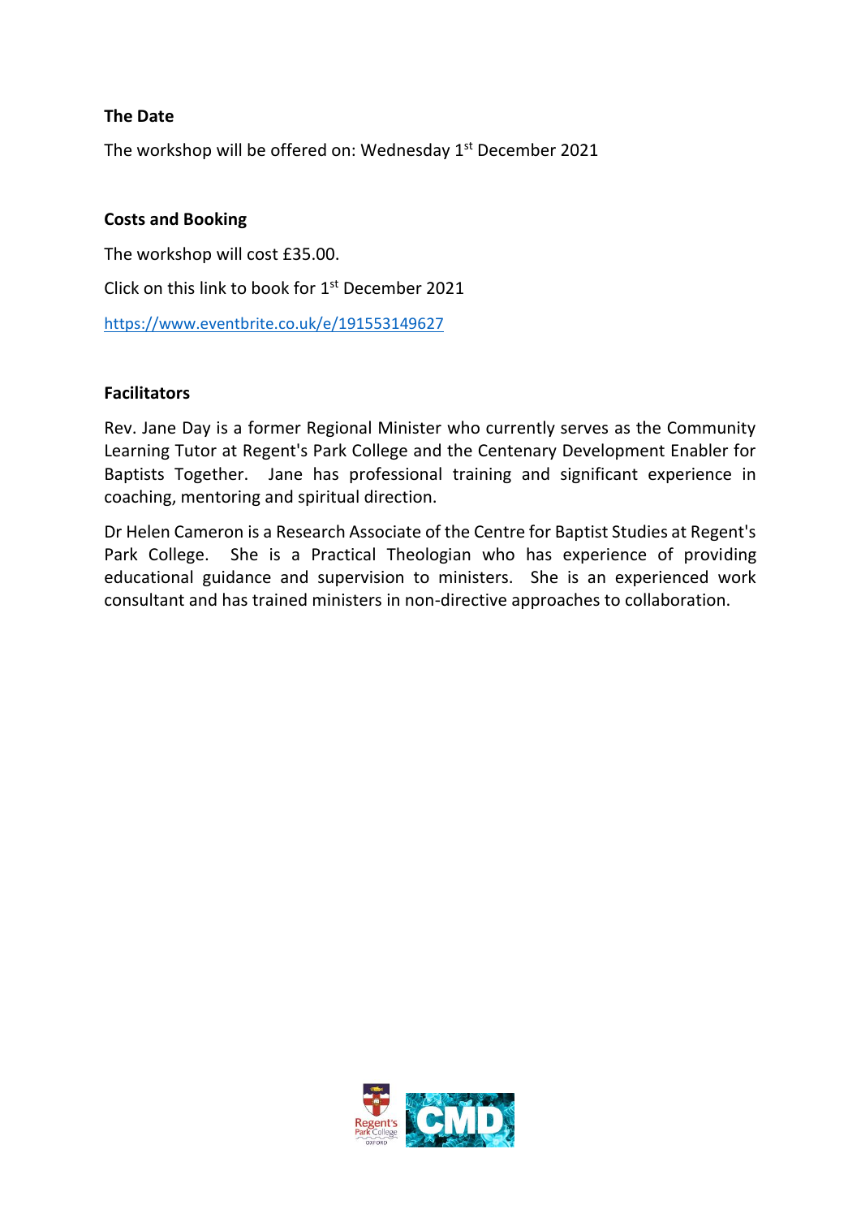**The Date**

The workshop will be offered on: Wednesday 1st December 2021

**Costs and Booking**

The workshop will cost £35.00.

Click on this link to book for 1st December 2021

https://www.eventbrite.co.uk/e/191553149627

**Facilitators**

Rev. Jane Day is a former Regional Minister who currently serves as the Community Learning Tutor at Regent's Park College and the Centenary Development Enabler for Baptists Together. Jane has professional training and significant experience in coaching, mentoring and spiritual direction.

Dr Helen Cameron is a Research Associate of the Centre for Baptist Studies at Regent's Park College. She is a Practical Theologian who has experience of providing educational guidance and supervision to ministers. She is an experienced work consultant and has trained ministers in non-directive approaches to collaboration.